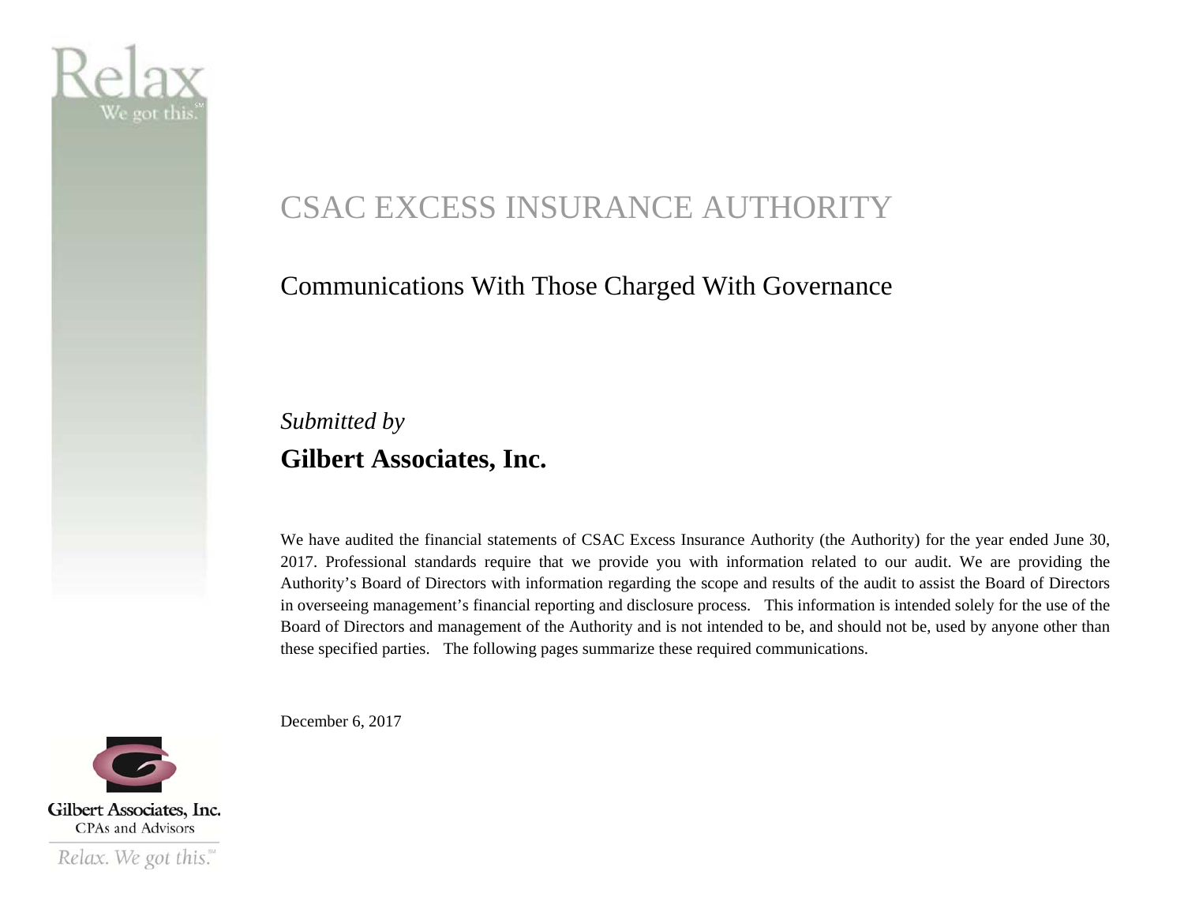# CSAC EXCESS INSURANCE AUTHORITY

## Communications With Those Charged With Governance

*Submitted by*

**Gilbert Associates, Inc.**

We have audited the financial statements of CSAC Excess Insurance Authority (the Authority) for the year ended June 30, 2017. Professional standards require that we provide you with information related to our audit. We are providing the Authority's Board of Directors with information regarding the scope and results of the audit to assist the Board of Directors in overseeing management's financial reporting and disclosure process. This information is intended solely for the use of the Board of Directors and management of the Authority and is not intended to be, and should not be, used by anyone other than these specified parties. The following pages summarize these required communications.

December 6, 2017

Gilbert Associates, Inc.
CPAs and Advisors
*Relax. We got this.*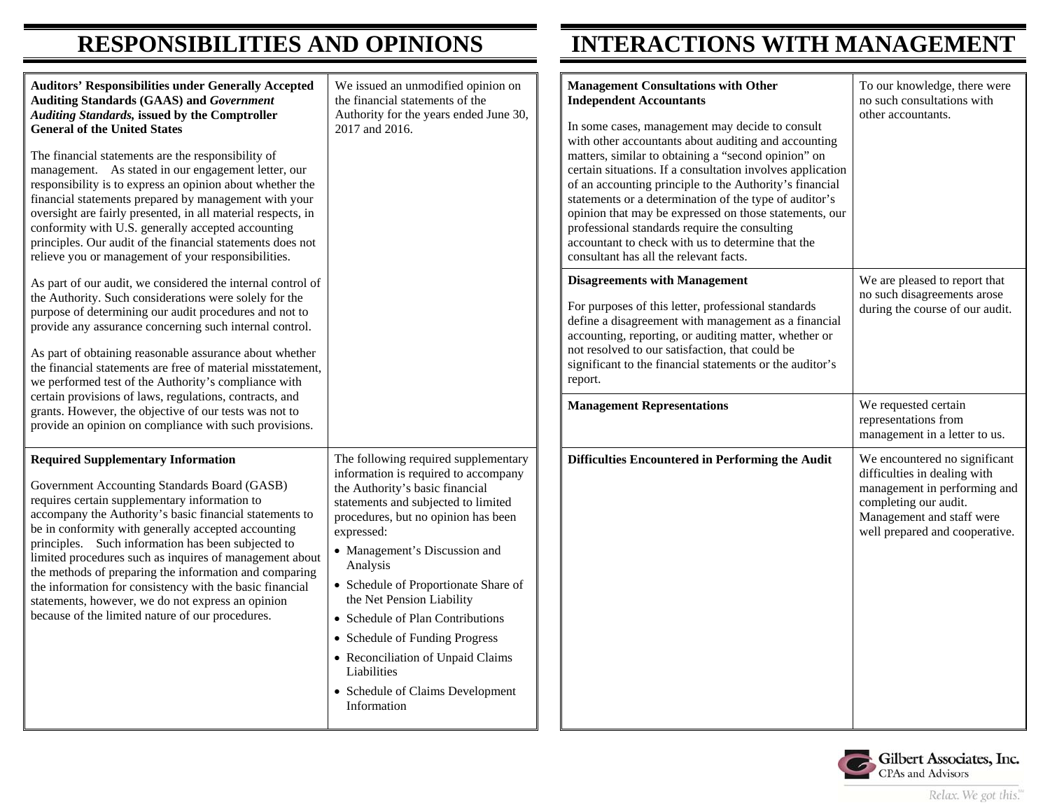# RESPONSIBILITIES AND OPINIONS

| | |
|---|---|
| **Auditors' Responsibilities under Generally Accepted Auditing Standards (GAAS) and *Government Auditing Standards*, issued by the Comptroller General of the United States**<br><br>The financial statements are the responsibility of management. As stated in our engagement letter, our responsibility is to express an opinion about whether the financial statements prepared by management with your oversight are fairly presented, in all material respects, in conformity with U.S. generally accepted accounting principles. Our audit of the financial statements does not relieve you or management of your responsibilities.<br><br>As part of our audit, we considered the internal control of the Authority. Such considerations were solely for the purpose of determining our audit procedures and not to provide any assurance concerning such internal control.<br><br>As part of obtaining reasonable assurance about whether the financial statements are free of material misstatement, we performed test of the Authority's compliance with certain provisions of laws, regulations, contracts, and grants. However, the objective of our tests was not to provide an opinion on compliance with such provisions. | We issued an unmodified opinion on the financial statements of the Authority for the years ended June 30, 2017 and 2016. |
| **Required Supplementary Information**<br><br>Government Accounting Standards Board (GASB) requires certain supplementary information to accompany the Authority's basic financial statements to be in conformity with generally accepted accounting principles. Such information has been subjected to limited procedures such as inquires of management about the methods of preparing the information and comparing the information for consistency with the basic financial statements, however, we do not express an opinion because of the limited nature of our procedures. | The following required supplementary information is required to accompany the Authority's basic financial statements and subjected to limited procedures, but no opinion has been expressed:<br>• Management's Discussion and Analysis<br>• Schedule of Proportionate Share of the Net Pension Liability<br>• Schedule of Plan Contributions<br>• Schedule of Funding Progress<br>• Reconciliation of Unpaid Claims Liabilities<br>• Schedule of Claims Development Information |

# INTERACTIONS WITH MANAGEMENT

| | |
|---|---|
| **Management Consultations with Other Independent Accountants**<br><br>In some cases, management may decide to consult with other accountants about auditing and accounting matters, similar to obtaining a "second opinion" on certain situations. If a consultation involves application of an accounting principle to the Authority's financial statements or a determination of the type of auditor's opinion that may be expressed on those statements, our professional standards require the consulting accountant to check with us to determine that the consultant has all the relevant facts. | To our knowledge, there were no such consultations with other accountants. |
| **Disagreements with Management**<br><br>For purposes of this letter, professional standards define a disagreement with management as a financial accounting, reporting, or auditing matter, whether or not resolved to our satisfaction, that could be significant to the financial statements or the auditor's report. | We are pleased to report that no such disagreements arose during the course of our audit. |
| **Management Representations** | We requested certain representations from management in a letter to us. |
| **Difficulties Encountered in Performing the Audit** | We encountered no significant difficulties in dealing with management in performing and completing our audit. Management and staff were well prepared and cooperative. |

Gilbert Associates, Inc.
CPAs and Advisors
*Relax. We got this.*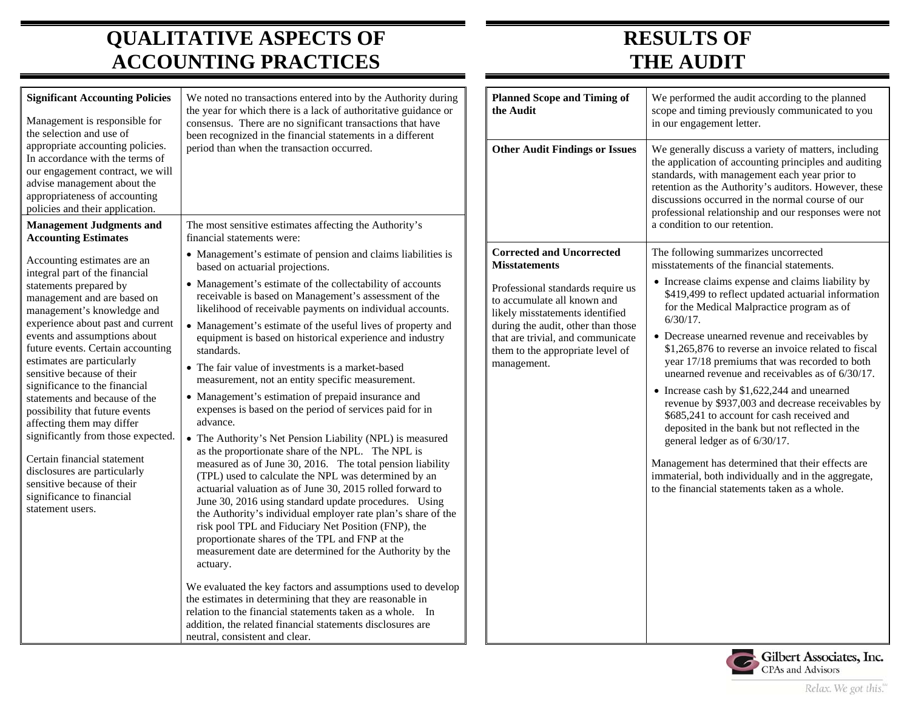# QUALITATIVE ASPECTS OF ACCOUNTING PRACTICES

| | |
|---|---|
| **Significant Accounting Policies**<br><br>Management is responsible for the selection and use of appropriate accounting policies. In accordance with the terms of our engagement contract, we will advise management about the appropriateness of accounting policies and their application. | We noted no transactions entered into by the Authority during the year for which there is a lack of authoritative guidance or consensus. There are no significant transactions that have been recognized in the financial statements in a different period than when the transaction occurred. |
| **Management Judgments and Accounting Estimates**<br><br>Accounting estimates are an integral part of the financial statements prepared by management and are based on management's knowledge and experience about past and current events and assumptions about future events. Certain accounting estimates are particularly sensitive because of their significance to the financial statements and because of the possibility that future events affecting them may differ significantly from those expected.<br><br>Certain financial statement disclosures are particularly sensitive because of their significance to financial statement users. | The most sensitive estimates affecting the Authority's financial statements were:<br><br>• Management's estimate of pension and claims liabilities is based on actuarial projections.<br>• Management's estimate of the collectability of accounts receivable is based on Management's assessment of the likelihood of receivable payments on individual accounts.<br>• Management's estimate of the useful lives of property and equipment is based on historical experience and industry standards.<br>• The fair value of investments is a market-based measurement, not an entity specific measurement.<br>• Management's estimation of prepaid insurance and expenses is based on the period of services paid for in advance.<br>• The Authority's Net Pension Liability (NPL) is measured as the proportionate share of the NPL. The NPL is measured as of June 30, 2016. The total pension liability (TPL) used to calculate the NPL was determined by an actuarial valuation as of June 30, 2015 rolled forward to June 30, 2016 using standard update procedures. Using the Authority's individual employer rate plan's share of the risk pool TPL and Fiduciary Net Position (FNP), the proportionate shares of the TPL and FNP at the measurement date are determined for the Authority by the actuary.<br><br>We evaluated the key factors and assumptions used to develop the estimates in determining that they are reasonable in relation to the financial statements taken as a whole. In addition, the related financial statements disclosures are neutral, consistent and clear. |

# RESULTS OF THE AUDIT

| | |
|---|---|
| **Planned Scope and Timing of the Audit** | We performed the audit according to the planned scope and timing previously communicated to you in our engagement letter. |
| **Other Audit Findings or Issues** | We generally discuss a variety of matters, including the application of accounting principles and auditing standards, with management each year prior to retention as the Authority's auditors. However, these discussions occurred in the normal course of our professional relationship and our responses were not a condition to our retention. |
| **Corrected and Uncorrected Misstatements**<br><br>Professional standards require us to accumulate all known and likely misstatements identified during the audit, other than those that are trivial, and communicate them to the appropriate level of management. | The following summarizes uncorrected misstatements of the financial statements.<br><br>• Increase claims expense and claims liability by $419,499 to reflect updated actuarial information for the Medical Malpractice program as of 6/30/17.<br>• Decrease unearned revenue and receivables by $1,265,876 to reverse an invoice related to fiscal year 17/18 premiums that was recorded to both unearned revenue and receivables as of 6/30/17.<br>• Increase cash by $1,622,244 and unearned revenue by $937,003 and decrease receivables by $685,241 to account for cash received and deposited in the bank but not reflected in the general ledger as of 6/30/17.<br><br>Management has determined that their effects are immaterial, both individually and in the aggregate, to the financial statements taken as a whole. |

Gilbert Associates, Inc.
CPAs and Advisors
*Relax. We got this.*